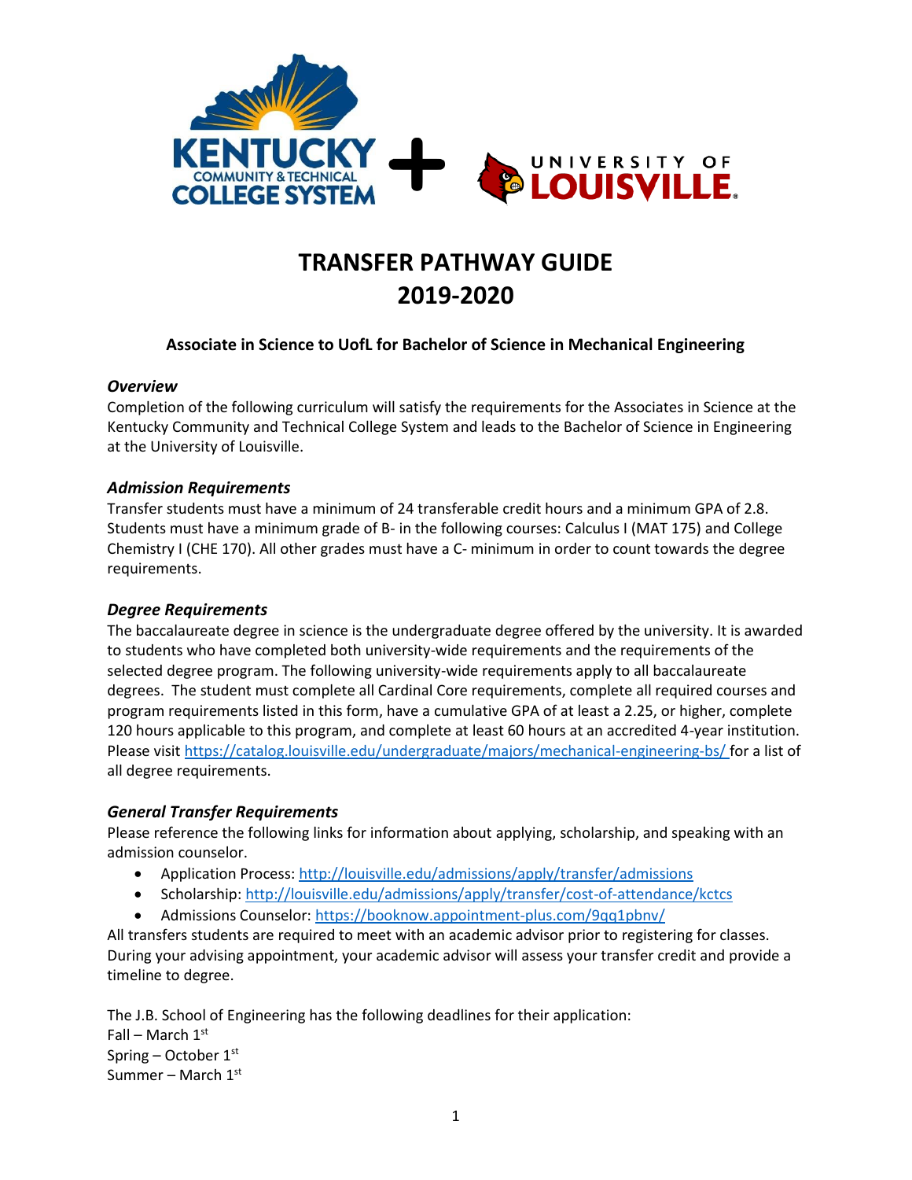# TRANSFER PATHWAY GUIDE 2019-2020

### Associate in Science to UofL for Bachelor of Science in Mechanical Engineering

***Overview***

Completion of the following curriculum will satisfy the requirements for the Associates in Science at the Kentucky Community and Technical College System and leads to the Bachelor of Science in Engineering at the University of Louisville.

***Admission Requirements***

Transfer students must have a minimum of 24 transferable credit hours and a minimum GPA of 2.8. Students must have a minimum grade of B- in the following courses: Calculus I (MAT 175) and College Chemistry I (CHE 170). All other grades must have a C- minimum in order to count towards the degree requirements.

***Degree Requirements***

The baccalaureate degree in science is the undergraduate degree offered by the university. It is awarded to students who have completed both university-wide requirements and the requirements of the selected degree program. The following university-wide requirements apply to all baccalaureate degrees. The student must complete all Cardinal Core requirements, complete all required courses and program requirements listed in this form, have a cumulative GPA of at least a 2.25, or higher, complete 120 hours applicable to this program, and complete at least 60 hours at an accredited 4-year institution. Please visit https://catalog.louisville.edu/undergraduate/majors/mechanical-engineering-bs/ for a list of all degree requirements.

***General Transfer Requirements***

Please reference the following links for information about applying, scholarship, and speaking with an admission counselor.

- Application Process: http://louisville.edu/admissions/apply/transfer/admissions
- Scholarship: http://louisville.edu/admissions/apply/transfer/cost-of-attendance/kctcs
- Admissions Counselor: https://booknow.appointment-plus.com/9qq1pbnv/

All transfers students are required to meet with an academic advisor prior to registering for classes. During your advising appointment, your academic advisor will assess your transfer credit and provide a timeline to degree.

The J.B. School of Engineering has the following deadlines for their application:
Fall – March 1st
Spring – October 1st
Summer – March 1st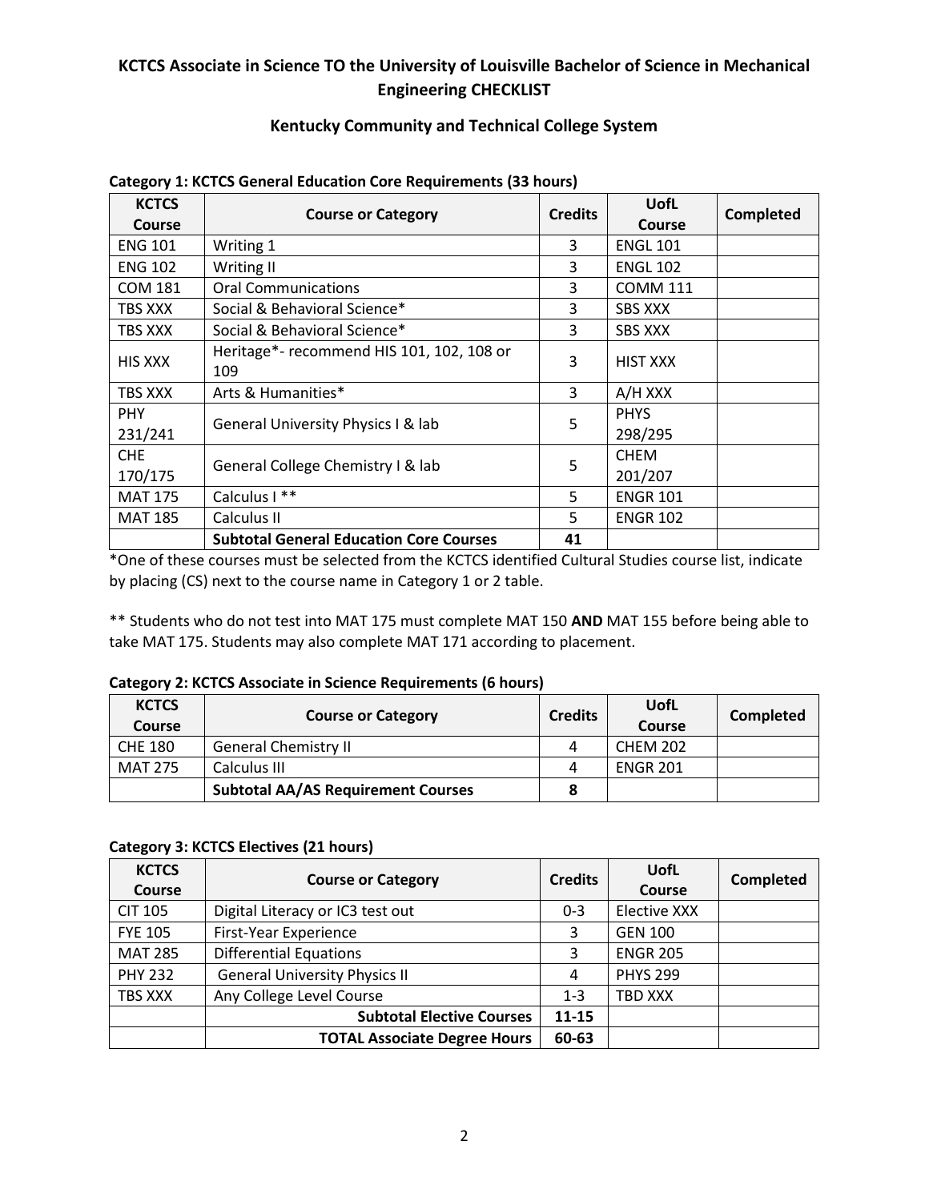**KCTCS Associate in Science TO the University of Louisville Bachelor of Science in Mechanical Engineering CHECKLIST**

**Kentucky Community and Technical College System**

**Category 1: KCTCS General Education Core Requirements (33 hours)**

| KCTCS Course | Course or Category | Credits | UofL Course | Completed |
|---|---|---|---|---|
| ENG 101 | Writing 1 | 3 | ENGL 101 | |
| ENG 102 | Writing II | 3 | ENGL 102 | |
| COM 181 | Oral Communications | 3 | COMM 111 | |
| TBS XXX | Social & Behavioral Science* | 3 | SBS XXX | |
| TBS XXX | Social & Behavioral Science* | 3 | SBS XXX | |
| HIS XXX | Heritage*- recommend HIS 101, 102, 108 or 109 | 3 | HIST XXX | |
| TBS XXX | Arts & Humanities* | 3 | A/H XXX | |
| PHY 231/241 | General University Physics I & lab | 5 | PHYS 298/295 | |
| CHE 170/175 | General College Chemistry I & lab | 5 | CHEM 201/207 | |
| MAT 175 | Calculus I ** | 5 | ENGR 101 | |
| MAT 185 | Calculus II | 5 | ENGR 102 | |
| | **Subtotal General Education Core Courses** | **41** | | |

*One of these courses must be selected from the KCTCS identified Cultural Studies course list, indicate by placing (CS) next to the course name in Category 1 or 2 table.

** Students who do not test into MAT 175 must complete MAT 150 **AND** MAT 155 before being able to take MAT 175. Students may also complete MAT 171 according to placement.

**Category 2: KCTCS Associate in Science Requirements (6 hours)**

| KCTCS Course | Course or Category | Credits | UofL Course | Completed |
|---|---|---|---|---|
| CHE 180 | General Chemistry II | 4 | CHEM 202 | |
| MAT 275 | Calculus III | 4 | ENGR 201 | |
| | **Subtotal AA/AS Requirement Courses** | **8** | | |

**Category 3: KCTCS Electives (21 hours)**

| KCTCS Course | Course or Category | Credits | UofL Course | Completed |
|---|---|---|---|---|
| CIT 105 | Digital Literacy or IC3 test out | 0-3 | Elective XXX | |
| FYE 105 | First-Year Experience | 3 | GEN 100 | |
| MAT 285 | Differential Equations | 3 | ENGR 205 | |
| PHY 232 | General University Physics II | 4 | PHYS 299 | |
| TBS XXX | Any College Level Course | 1-3 | TBD XXX | |
| | **Subtotal Elective Courses** | **11-15** | | |
| | **TOTAL Associate Degree Hours** | **60-63** | | |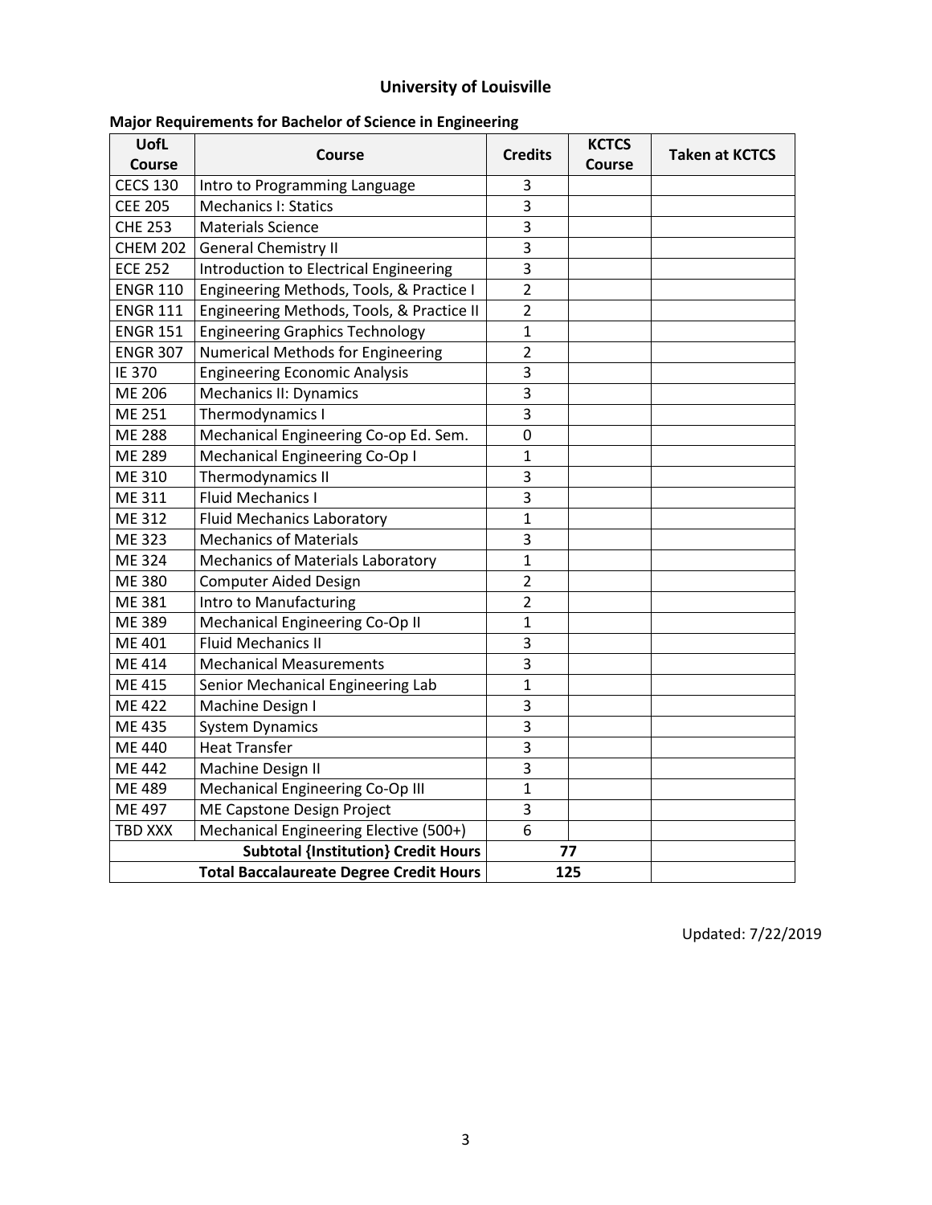# University of Louisville

**Major Requirements for Bachelor of Science in Engineering**

| UofL Course | Course | Credits | KCTCS Course | Taken at KCTCS |
|---|---|---|---|---|
| CECS 130 | Intro to Programming Language | 3 | | |
| CEE 205 | Mechanics I: Statics | 3 | | |
| CHE 253 | Materials Science | 3 | | |
| CHEM 202 | General Chemistry II | 3 | | |
| ECE 252 | Introduction to Electrical Engineering | 3 | | |
| ENGR 110 | Engineering Methods, Tools, & Practice I | 2 | | |
| ENGR 111 | Engineering Methods, Tools, & Practice II | 2 | | |
| ENGR 151 | Engineering Graphics Technology | 1 | | |
| ENGR 307 | Numerical Methods for Engineering | 2 | | |
| IE 370 | Engineering Economic Analysis | 3 | | |
| ME 206 | Mechanics II: Dynamics | 3 | | |
| ME 251 | Thermodynamics I | 3 | | |
| ME 288 | Mechanical Engineering Co-op Ed. Sem. | 0 | | |
| ME 289 | Mechanical Engineering Co-Op I | 1 | | |
| ME 310 | Thermodynamics II | 3 | | |
| ME 311 | Fluid Mechanics I | 3 | | |
| ME 312 | Fluid Mechanics Laboratory | 1 | | |
| ME 323 | Mechanics of Materials | 3 | | |
| ME 324 | Mechanics of Materials Laboratory | 1 | | |
| ME 380 | Computer Aided Design | 2 | | |
| ME 381 | Intro to Manufacturing | 2 | | |
| ME 389 | Mechanical Engineering Co-Op II | 1 | | |
| ME 401 | Fluid Mechanics II | 3 | | |
| ME 414 | Mechanical Measurements | 3 | | |
| ME 415 | Senior Mechanical Engineering Lab | 1 | | |
| ME 422 | Machine Design I | 3 | | |
| ME 435 | System Dynamics | 3 | | |
| ME 440 | Heat Transfer | 3 | | |
| ME 442 | Machine Design II | 3 | | |
| ME 489 | Mechanical Engineering Co-Op III | 1 | | |
| ME 497 | ME Capstone Design Project | 3 | | |
| TBD XXX | Mechanical Engineering Elective (500+) | 6 | | |
| | **Subtotal {Institution} Credit Hours** | **77** | | |
| | **Total Baccalaureate Degree Credit Hours** | **125** | | |

Updated: 7/22/2019